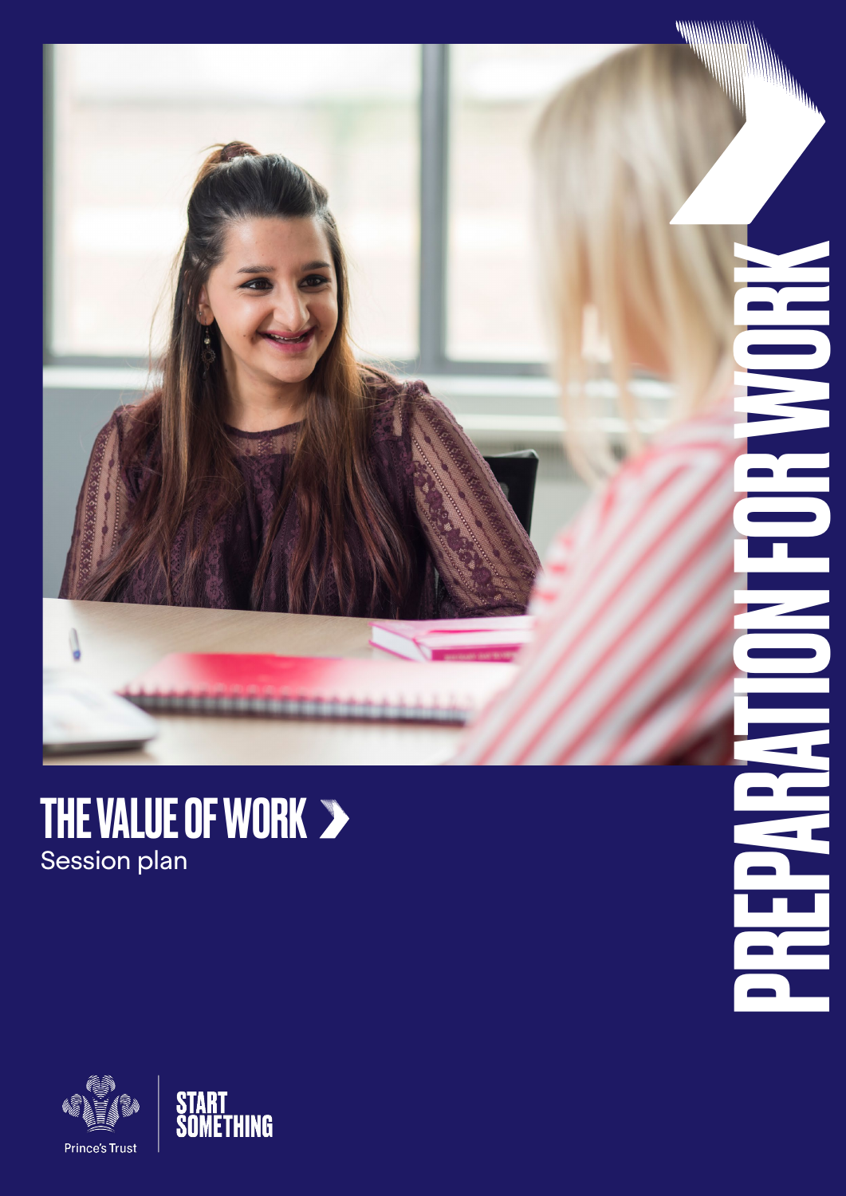# THE VALUE OF WORK

Session plan

PREPARATION FOR WORK

Prince's Trust

START SOMETHING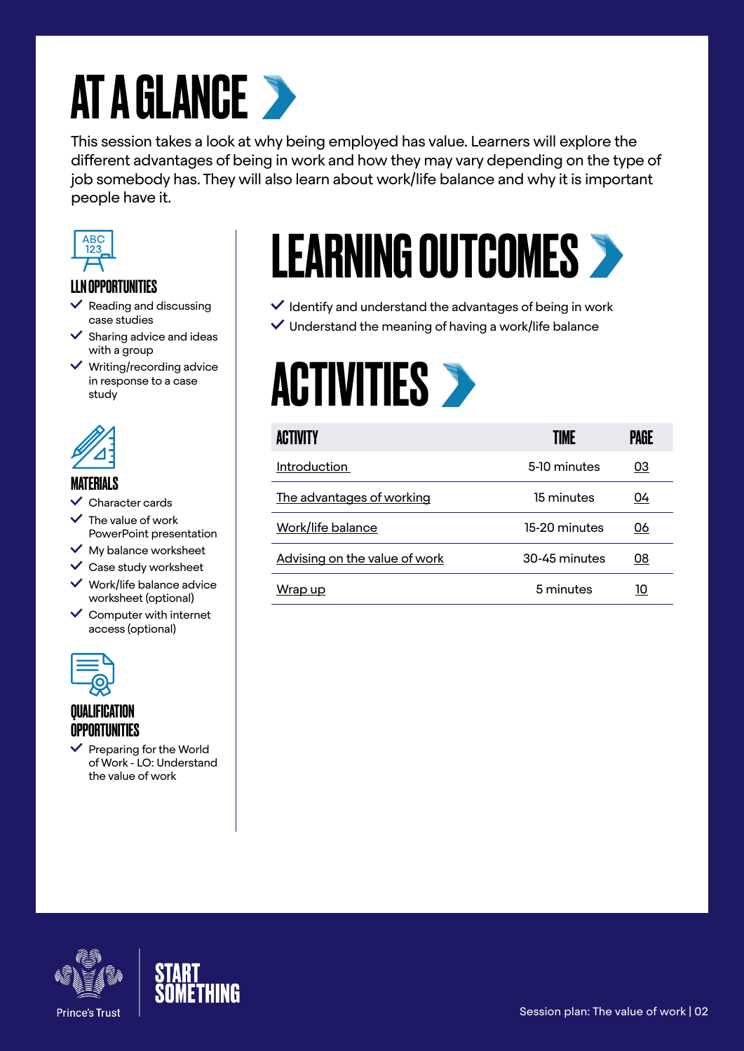# AT A GLANCE

This session takes a look at why being employed has value. Learners will explore the different advantages of being in work and how they may vary depending on the type of job somebody has. They will also learn about work/life balance and why it is important people have it.

### LLN OPPORTUNITIES

- Reading and discussing case studies
- Sharing advice and ideas with a group
- Writing/recording advice in response to a case study

### MATERIALS

- Character cards
- The value of work PowerPoint presentation
- My balance worksheet
- Case study worksheet
- Work/life balance advice worksheet (optional)
- Computer with internet access (optional)

### QUALIFICATION OPPORTUNITIES

- Preparing for the World of Work - LO: Understand the value of work

# LEARNING OUTCOMES

- Identify and understand the advantages of being in work
- Understand the meaning of having a work/life balance

# ACTIVITIES

| ACTIVITY | TIME | PAGE |
| --- | --- | --- |
| Introduction | 5-10 minutes | 03 |
| The advantages of working | 15 minutes | 04 |
| Work/life balance | 15-20 minutes | 06 |
| Advising on the value of work | 30-45 minutes | 08 |
| Wrap up | 5 minutes | 10 |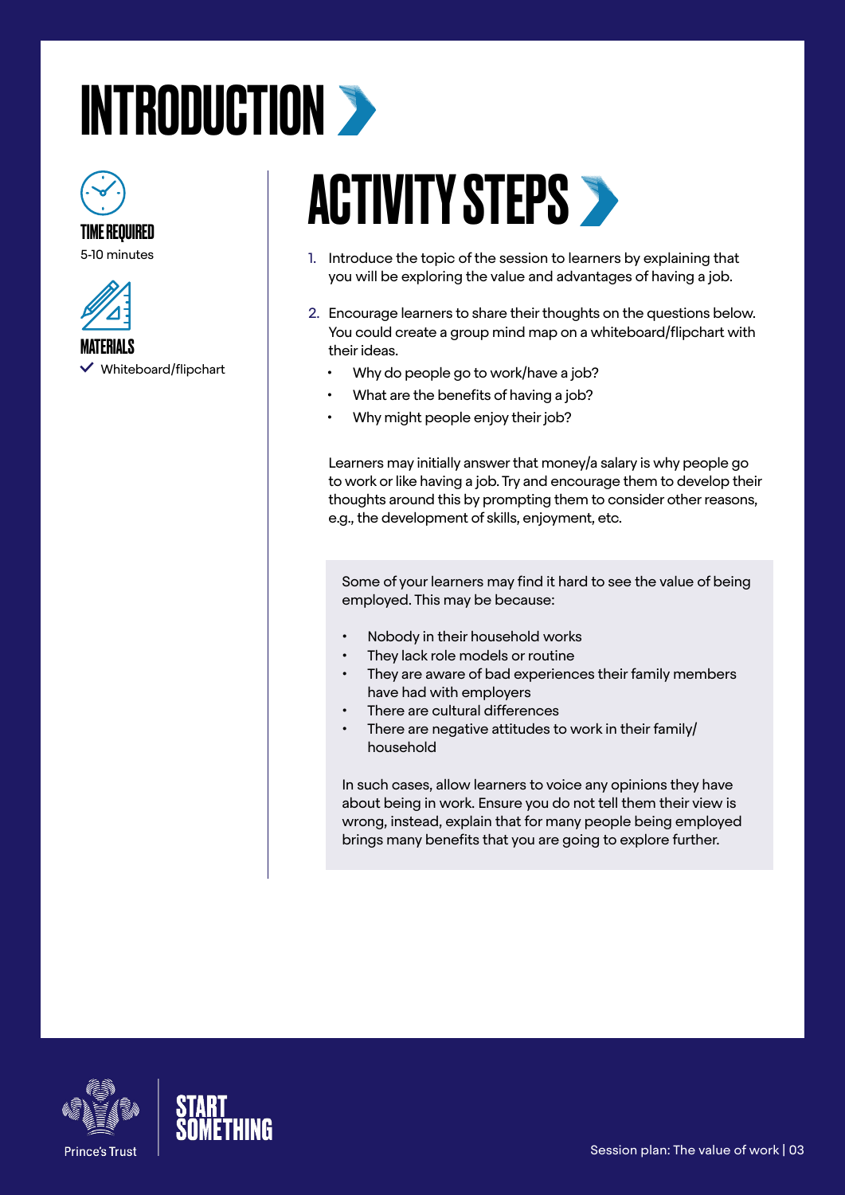# INTRODUCTION

**TIME REQUIRED**
5-10 minutes

**MATERIALS**
✓ Whiteboard/flipchart

## ACTIVITY STEPS

1. Introduce the topic of the session to learners by explaining that you will be exploring the value and advantages of having a job.

2. Encourage learners to share their thoughts on the questions below. You could create a group mind map on a whiteboard/flipchart with their ideas.
   - Why do people go to work/have a job?
   - What are the benefits of having a job?
   - Why might people enjoy their job?

   Learners may initially answer that money/a salary is why people go to work or like having a job. Try and encourage them to develop their thoughts around this by prompting them to consider other reasons, e.g., the development of skills, enjoyment, etc.

> Some of your learners may find it hard to see the value of being employed. This may be because:
>
> - Nobody in their household works
> - They lack role models or routine
> - They are aware of bad experiences their family members have had with employers
> - There are cultural differences
> - There are negative attitudes to work in their family/household
>
> In such cases, allow learners to voice any opinions they have about being in work. Ensure you do not tell them their view is wrong, instead, explain that for many people being employed brings many benefits that you are going to explore further.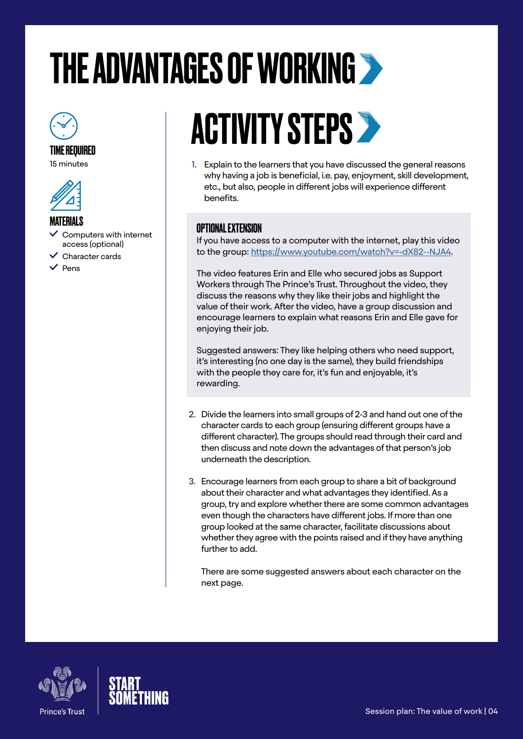# THE ADVANTAGES OF WORKING

**TIME REQUIRED**
15 minutes

**MATERIALS**
- Computers with internet access (optional)
- Character cards
- Pens

## ACTIVITY STEPS

1. Explain to the learners that you have discussed the general reasons why having a job is beneficial, i.e. pay, enjoyment, skill development, etc., but also, people in different jobs will experience different benefits.

### OPTIONAL EXTENSION

If you have access to a computer with the internet, play this video to the group: https://www.youtube.com/watch?v=-dX82--NJA4.

The video features Erin and Elle who secured jobs as Support Workers through The Prince's Trust. Throughout the video, they discuss the reasons why they like their jobs and highlight the value of their work. After the video, have a group discussion and encourage learners to explain what reasons Erin and Elle gave for enjoying their job.

Suggested answers: They like helping others who need support, it's interesting (no one day is the same), they build friendships with the people they care for, it's fun and enjoyable, it's rewarding.

2. Divide the learners into small groups of 2-3 and hand out one of the character cards to each group (ensuring different groups have a different character). The groups should read through their card and then discuss and note down the advantages of that person's job underneath the description.

3. Encourage learners from each group to share a bit of background about their character and what advantages they identified. As a group, try and explore whether there are some common advantages even though the characters have different jobs. If more than one group looked at the same character, facilitate discussions about whether they agree with the points raised and if they have anything further to add.

   There are some suggested answers about each character on the next page.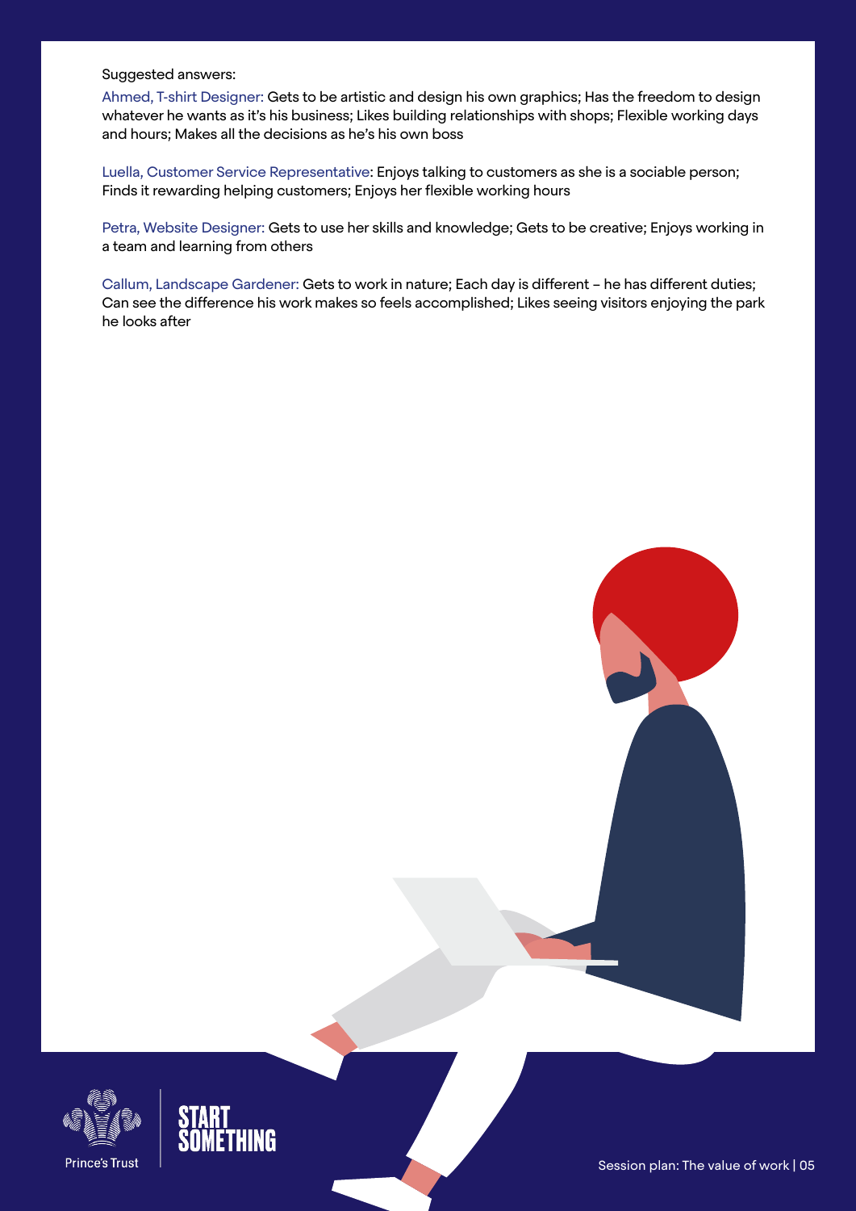Suggested answers:

Ahmed, T-shirt Designer: Gets to be artistic and design his own graphics; Has the freedom to design whatever he wants as it's his business; Likes building relationships with shops; Flexible working days and hours; Makes all the decisions as he's his own boss

Luella, Customer Service Representative: Enjoys talking to customers as she is a sociable person; Finds it rewarding helping customers; Enjoys her flexible working hours

Petra, Website Designer: Gets to use her skills and knowledge; Gets to be creative; Enjoys working in a team and learning from others

Callum, Landscape Gardener: Gets to work in nature; Each day is different – he has different duties; Can see the difference his work makes so feels accomplished; Likes seeing visitors enjoying the park he looks after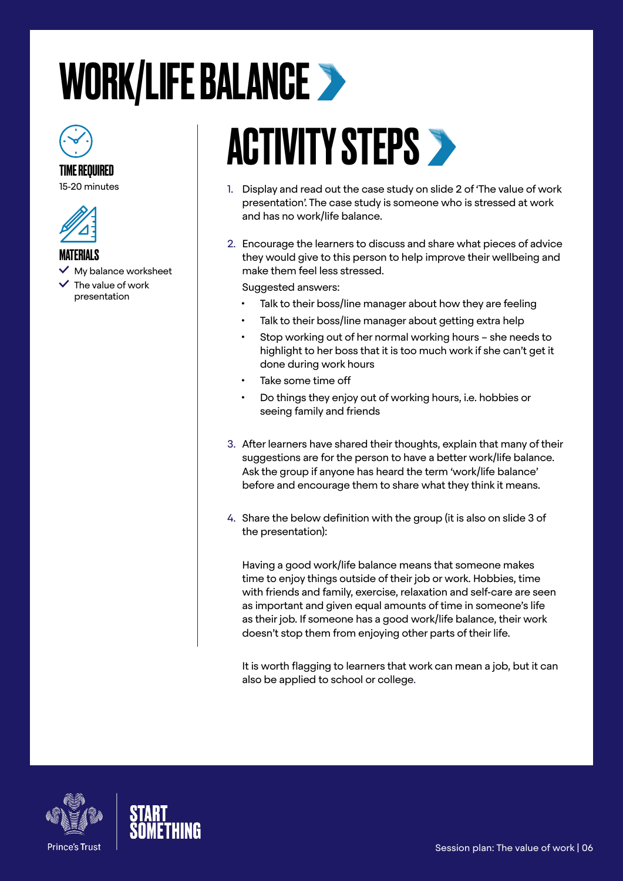# WORK/LIFE BALANCE

**TIME REQUIRED**

15-20 minutes

**MATERIALS**

- My balance worksheet
- The value of work presentation

## ACTIVITY STEPS

1. Display and read out the case study on slide 2 of 'The value of work presentation'. The case study is someone who is stressed at work and has no work/life balance.

2. Encourage the learners to discuss and share what pieces of advice they would give to this person to help improve their wellbeing and make them feel less stressed.

   Suggested answers:

   - Talk to their boss/line manager about how they are feeling
   - Talk to their boss/line manager about getting extra help
   - Stop working out of her normal working hours – she needs to highlight to her boss that it is too much work if she can't get it done during work hours
   - Take some time off
   - Do things they enjoy out of working hours, i.e. hobbies or seeing family and friends

3. After learners have shared their thoughts, explain that many of their suggestions are for the person to have a better work/life balance. Ask the group if anyone has heard the term 'work/life balance' before and encourage them to share what they think it means.

4. Share the below definition with the group (it is also on slide 3 of the presentation):

   Having a good work/life balance means that someone makes time to enjoy things outside of their job or work. Hobbies, time with friends and family, exercise, relaxation and self-care are seen as important and given equal amounts of time in someone's life as their job. If someone has a good work/life balance, their work doesn't stop them from enjoying other parts of their life.

   It is worth flagging to learners that work can mean a job, but it can also be applied to school or college.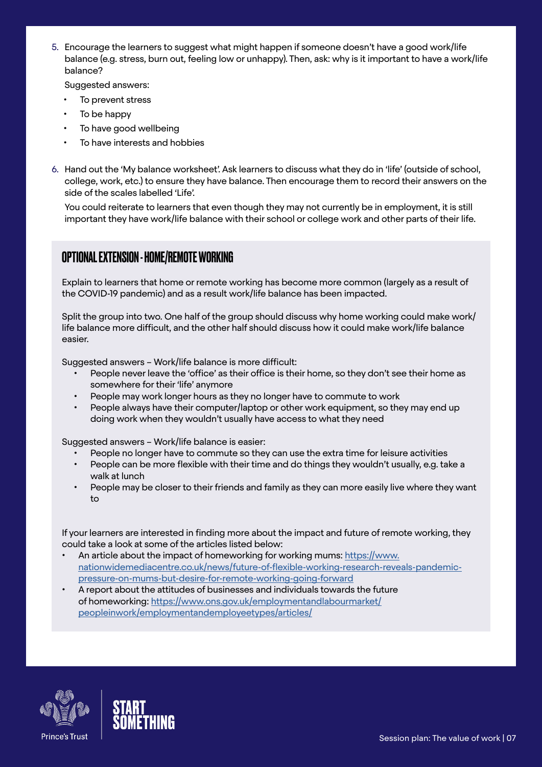5. Encourage the learners to suggest what might happen if someone doesn't have a good work/life balance (e.g. stress, burn out, feeling low or unhappy). Then, ask: why is it important to have a work/life balance?

   Suggested answers:

   - To prevent stress
   - To be happy
   - To have good wellbeing
   - To have interests and hobbies

6. Hand out the 'My balance worksheet'. Ask learners to discuss what they do in 'life' (outside of school, college, work, etc.) to ensure they have balance. Then encourage them to record their answers on the side of the scales labelled 'Life'.

   You could reiterate to learners that even though they may not currently be in employment, it is still important they have work/life balance with their school or college work and other parts of their life.

## OPTIONAL EXTENSION - HOME/REMOTE WORKING

Explain to learners that home or remote working has become more common (largely as a result of the COVID-19 pandemic) and as a result work/life balance has been impacted.

Split the group into two. One half of the group should discuss why home working could make work/life balance more difficult, and the other half should discuss how it could make work/life balance easier.

Suggested answers – Work/life balance is more difficult:

- People never leave the 'office' as their office is their home, so they don't see their home as somewhere for their 'life' anymore
- People may work longer hours as they no longer have to commute to work
- People always have their computer/laptop or other work equipment, so they may end up doing work when they wouldn't usually have access to what they need

Suggested answers – Work/life balance is easier:

- People no longer have to commute so they can use the extra time for leisure activities
- People can be more flexible with their time and do things they wouldn't usually, e.g. take a walk at lunch
- People may be closer to their friends and family as they can more easily live where they want to

If your learners are interested in finding more about the impact and future of remote working, they could take a look at some of the articles listed below:

- An article about the impact of homeworking for working mums: [https://www.nationwidemediacentre.co.uk/news/future-of-flexible-working-research-reveals-pandemic-pressure-on-mums-but-desire-for-remote-working-going-forward](https://www.nationwidemediacentre.co.uk/news/future-of-flexible-working-research-reveals-pandemic-pressure-on-mums-but-desire-for-remote-working-going-forward)
- A report about the attitudes of businesses and individuals towards the future of homeworking: [https://www.ons.gov.uk/employmentandlabourmarket/peopleinwork/employmentandemployeetypes/articles/](https://www.ons.gov.uk/employmentandlabourmarket/peopleinwork/employmentandemployeetypes/articles/)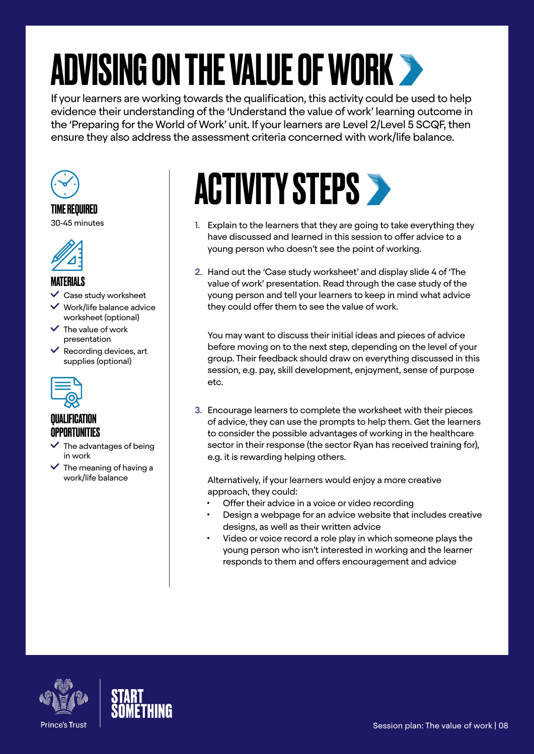# ADVISING ON THE VALUE OF WORK

If your learners are working towards the qualification, this activity could be used to help evidence their understanding of the 'Understand the value of work' learning outcome in the 'Preparing for the World of Work' unit. If your learners are Level 2/Level 5 SCQF, then ensure they also address the assessment criteria concerned with work/life balance.

### TIME REQUIRED

30-45 minutes

### MATERIALS

- Case study worksheet
- Work/life balance advice worksheet (optional)
- The value of work presentation
- Recording devices, art supplies (optional)

### QUALIFICATION OPPORTUNITIES

- The advantages of being in work
- The meaning of having a work/life balance

## ACTIVITY STEPS

1. Explain to the learners that they are going to take everything they have discussed and learned in this session to offer advice to a young person who doesn't see the point of working.

2. Hand out the 'Case study worksheet' and display slide 4 of 'The value of work' presentation. Read through the case study of the young person and tell your learners to keep in mind what advice they could offer them to see the value of work.

   You may want to discuss their initial ideas and pieces of advice before moving on to the next step, depending on the level of your group. Their feedback should draw on everything discussed in this session, e.g. pay, skill development, enjoyment, sense of purpose etc.

3. Encourage learners to complete the worksheet with their pieces of advice, they can use the prompts to help them. Get the learners to consider the possible advantages of working in the healthcare sector in their response (the sector Ryan has received training for), e.g. it is rewarding helping others.

   Alternatively, if your learners would enjoy a more creative approach, they could:
   - Offer their advice in a voice or video recording
   - Design a webpage for an advice website that includes creative designs, as well as their written advice
   - Video or voice record a role play in which someone plays the young person who isn't interested in working and the learner responds to them and offers encouragement and advice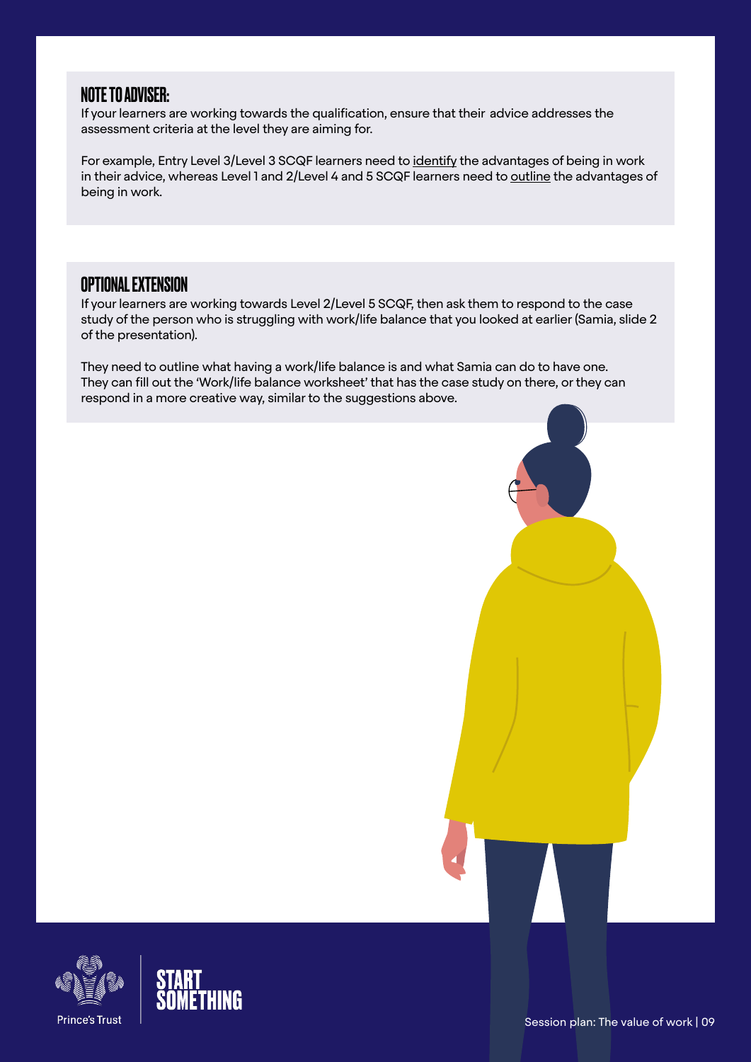## NOTE TO ADVISER:

If your learners are working towards the qualification, ensure that their advice addresses the assessment criteria at the level they are aiming for.

For example, Entry Level 3/Level 3 SCQF learners need to identify the advantages of being in work in their advice, whereas Level 1 and 2/Level 4 and 5 SCQF learners need to outline the advantages of being in work.

## OPTIONAL EXTENSION

If your learners are working towards Level 2/Level 5 SCQF, then ask them to respond to the case study of the person who is struggling with work/life balance that you looked at earlier (Samia, slide 2 of the presentation).

They need to outline what having a work/life balance is and what Samia can do to have one. They can fill out the 'Work/life balance worksheet' that has the case study on there, or they can respond in a more creative way, similar to the suggestions above.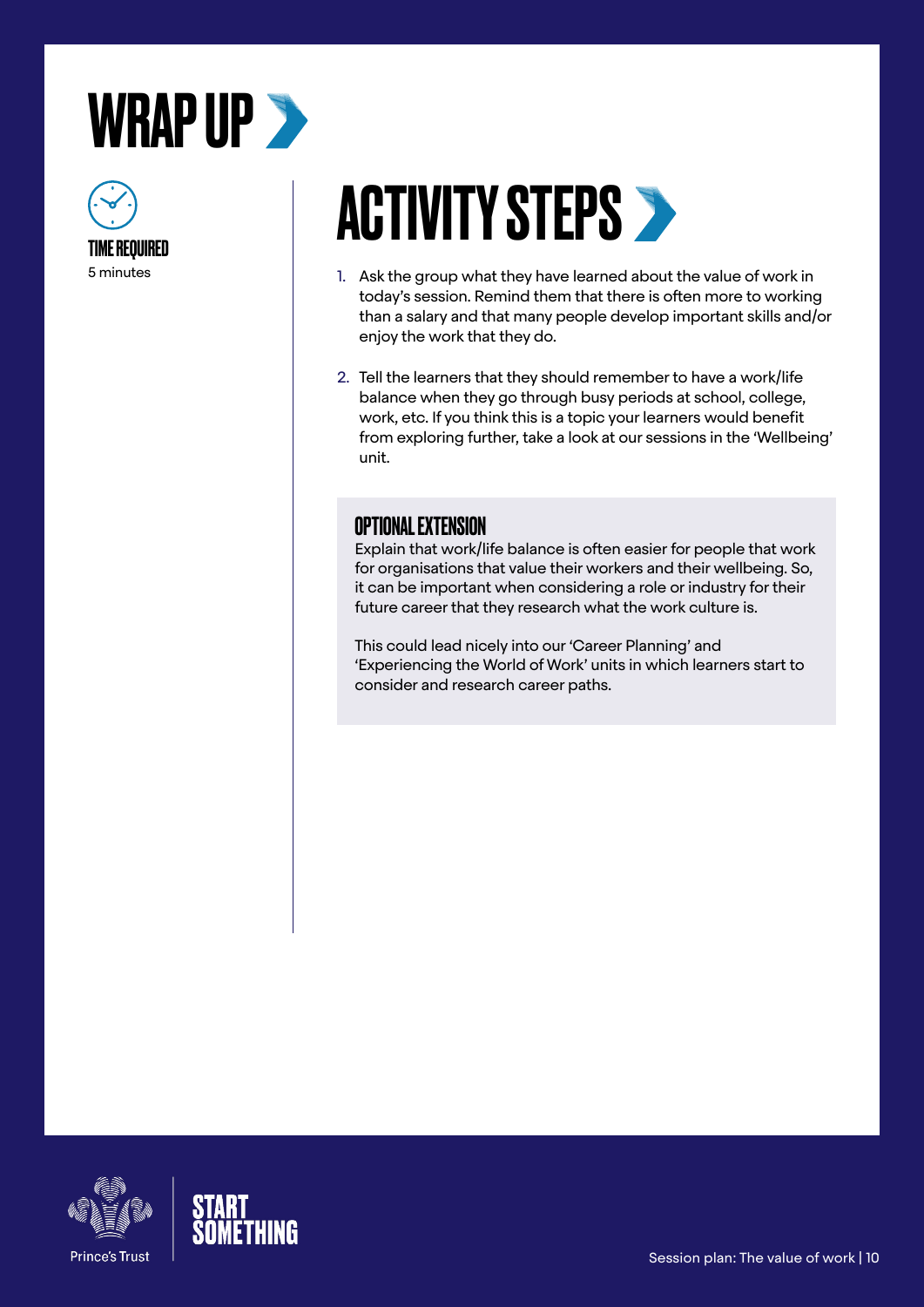# WRAP UP

**TIME REQUIRED**
5 minutes

## ACTIVITY STEPS

1. Ask the group what they have learned about the value of work in today's session. Remind them that there is often more to working than a salary and that many people develop important skills and/or enjoy the work that they do.

2. Tell the learners that they should remember to have a work/life balance when they go through busy periods at school, college, work, etc. If you think this is a topic your learners would benefit from exploring further, take a look at our sessions in the 'Wellbeing' unit.

### OPTIONAL EXTENSION

Explain that work/life balance is often easier for people that work for organisations that value their workers and their wellbeing. So, it can be important when considering a role or industry for their future career that they research what the work culture is.

This could lead nicely into our 'Career Planning' and 'Experiencing the World of Work' units in which learners start to consider and research career paths.